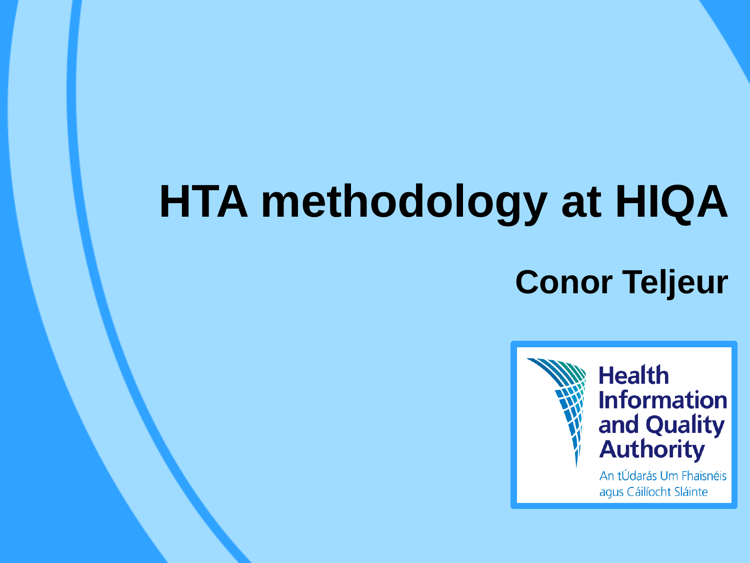# HTA methodology at HIQA

## Conor Teljeur

Health Information and Quality Authority

An tÚdarás Um Fhaisnéis agus Cáilíocht Sláinte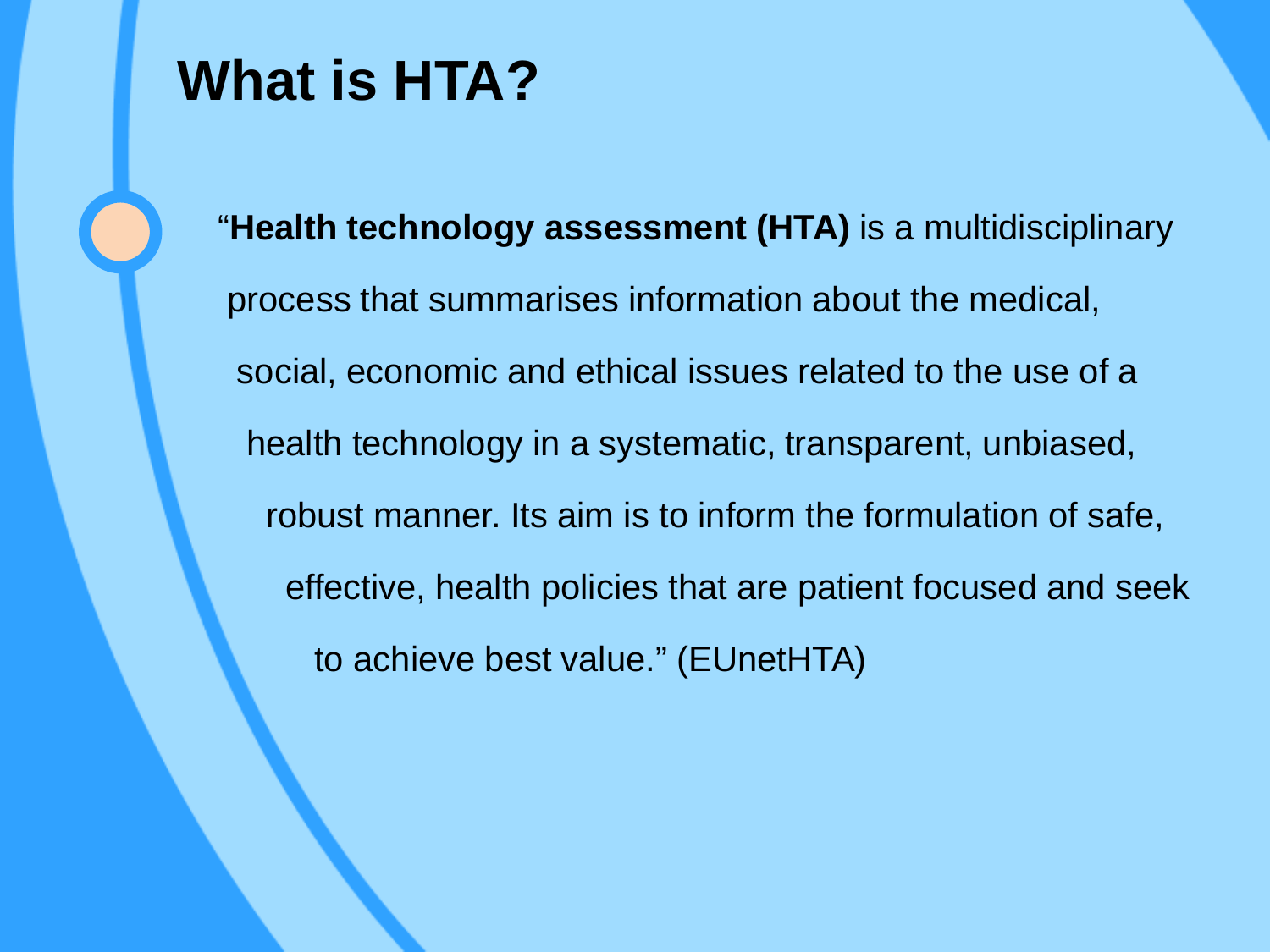# What is HTA?

"**Health technology assessment (HTA)** is a multidisciplinary process that summarises information about the medical, social, economic and ethical issues related to the use of a health technology in a systematic, transparent, unbiased, robust manner. Its aim is to inform the formulation of safe, effective, health policies that are patient focused and seek to achieve best value." (EUnetHTA)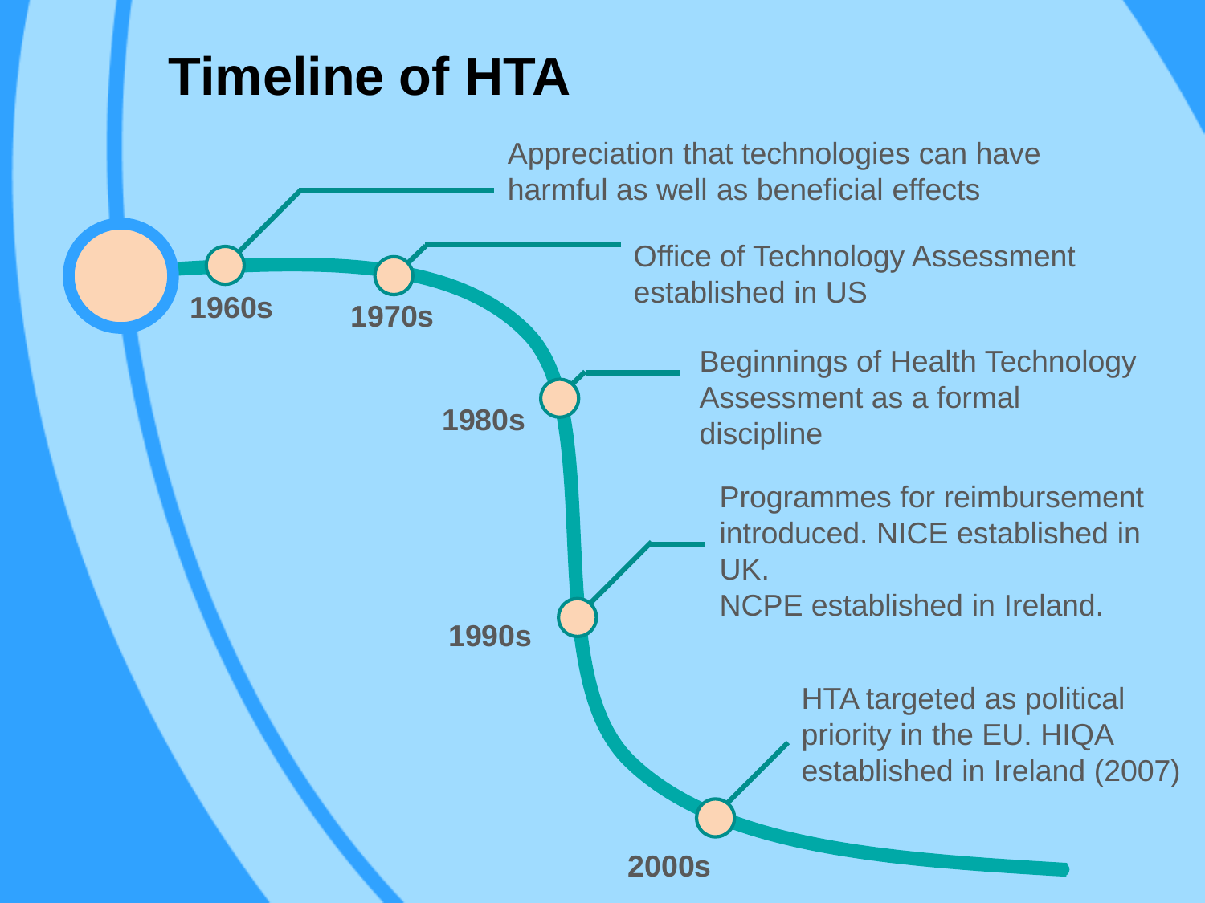# Timeline of HTA

- **1960s**: Appreciation that technologies can have harmful as well as beneficial effects
- **1970s**: Office of Technology Assessment established in US
- **1980s**: Beginnings of Health Technology Assessment as a formal discipline
- **1990s**: Programmes for reimbursement introduced. NICE established in UK.
  NCPE established in Ireland.
- **2000s**: HTA targeted as political priority in the EU. HIQA established in Ireland (2007)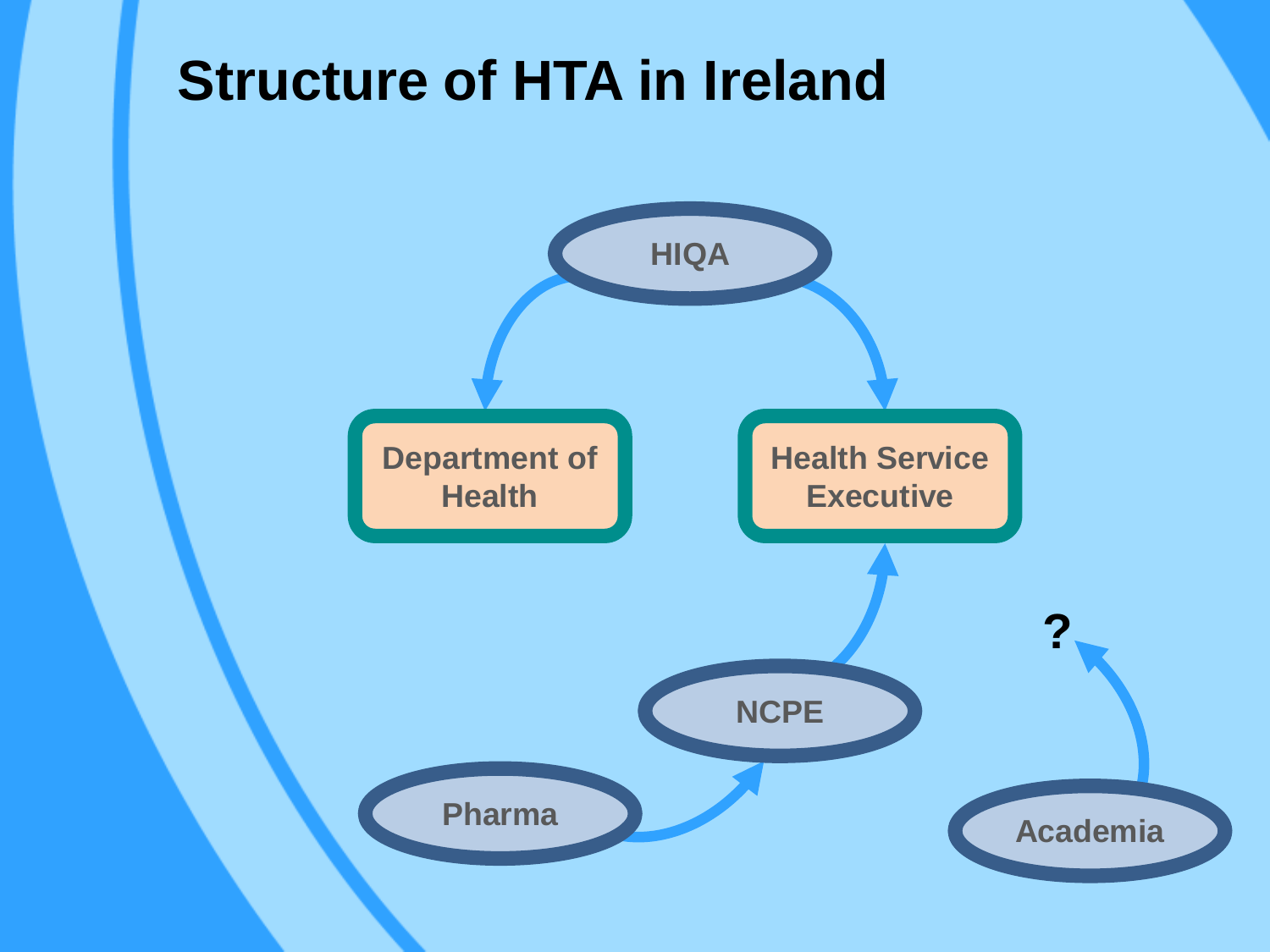# Structure of HTA in Ireland

HIQA

Department of Health

Health Service Executive

NCPE

Pharma

Academia

?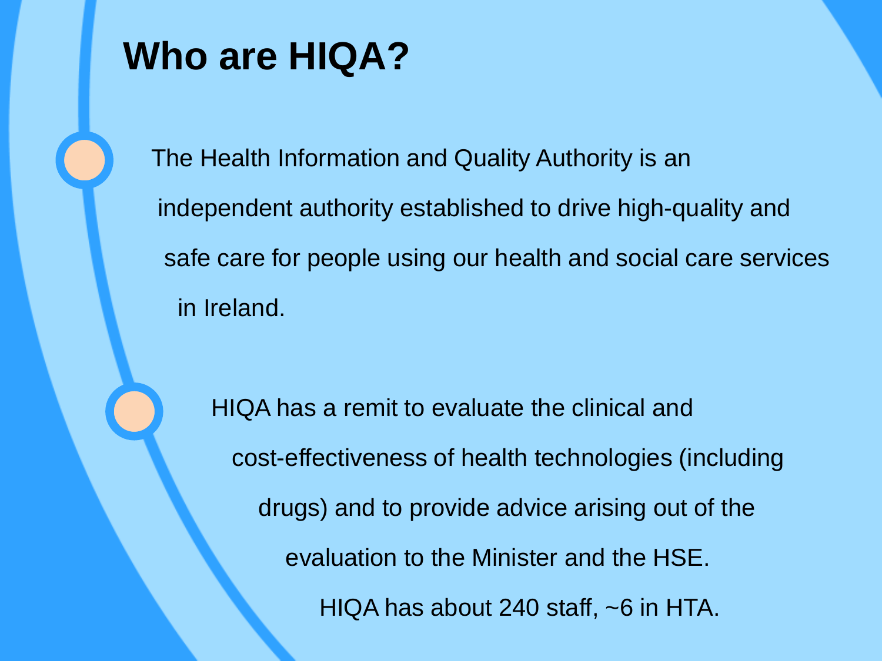# Who are HIQA?

- The Health Information and Quality Authority is an independent authority established to drive high-quality and safe care for people using our health and social care services in Ireland.

- HIQA has a remit to evaluate the clinical and cost-effectiveness of health technologies (including drugs) and to provide advice arising out of the evaluation to the Minister and the HSE.

  HIQA has about 240 staff, ~6 in HTA.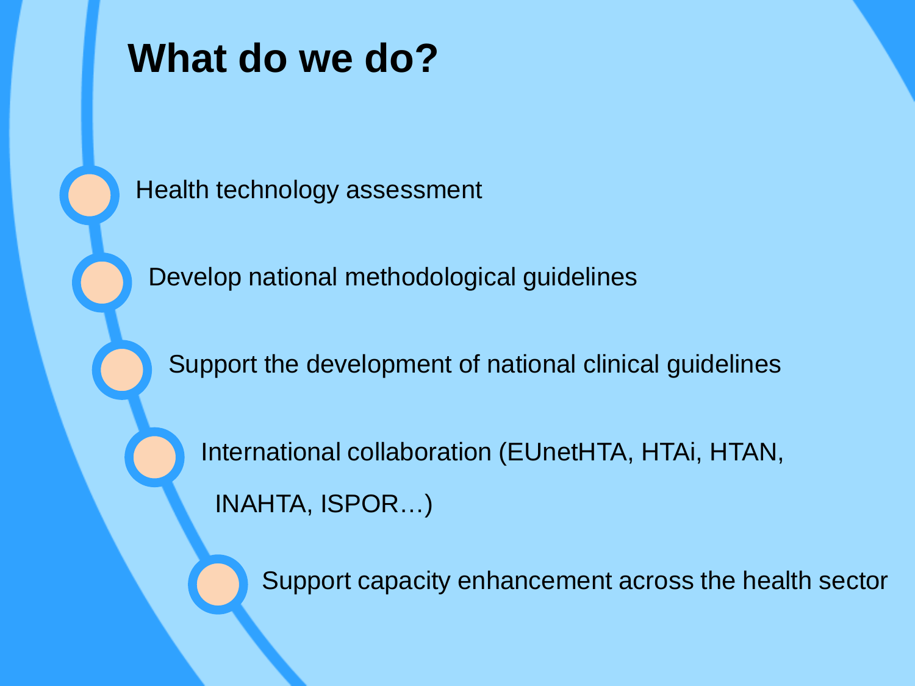# What do we do?

- Health technology assessment
- Develop national methodological guidelines
- Support the development of national clinical guidelines
- International collaboration (EUnetHTA, HTAi, HTAN, INAHTA, ISPOR…)
- Support capacity enhancement across the health sector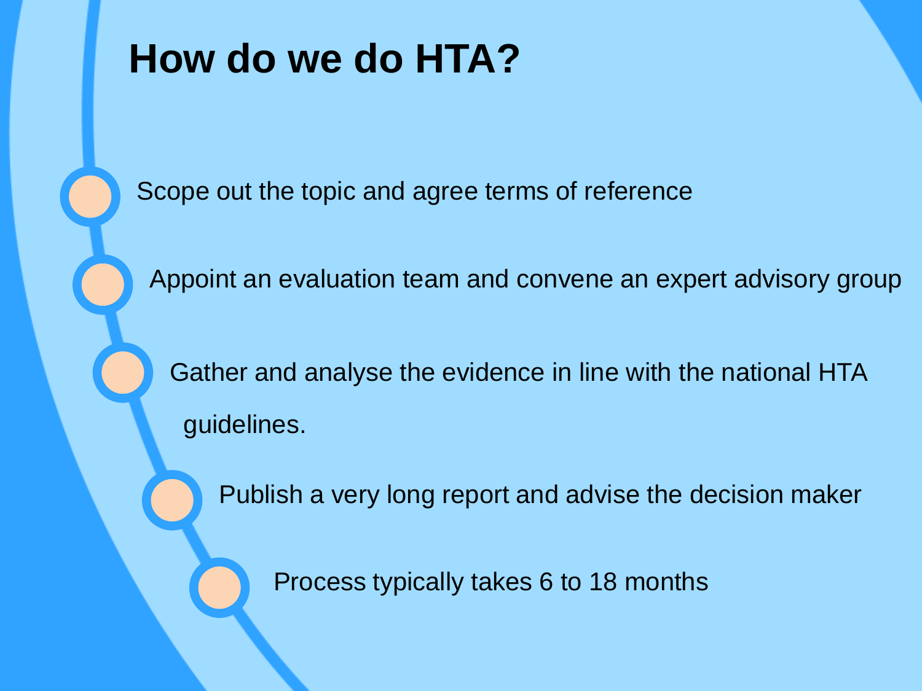# How do we do HTA?

- Scope out the topic and agree terms of reference
- Appoint an evaluation team and convene an expert advisory group
- Gather and analyse the evidence in line with the national HTA guidelines.
- Publish a very long report and advise the decision maker
- Process typically takes 6 to 18 months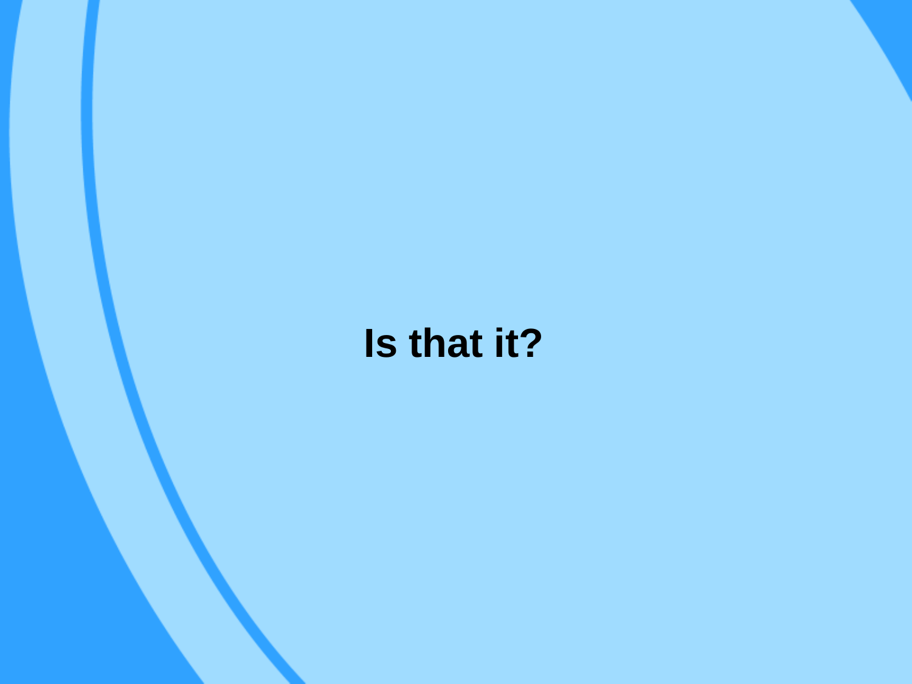**Is that it?**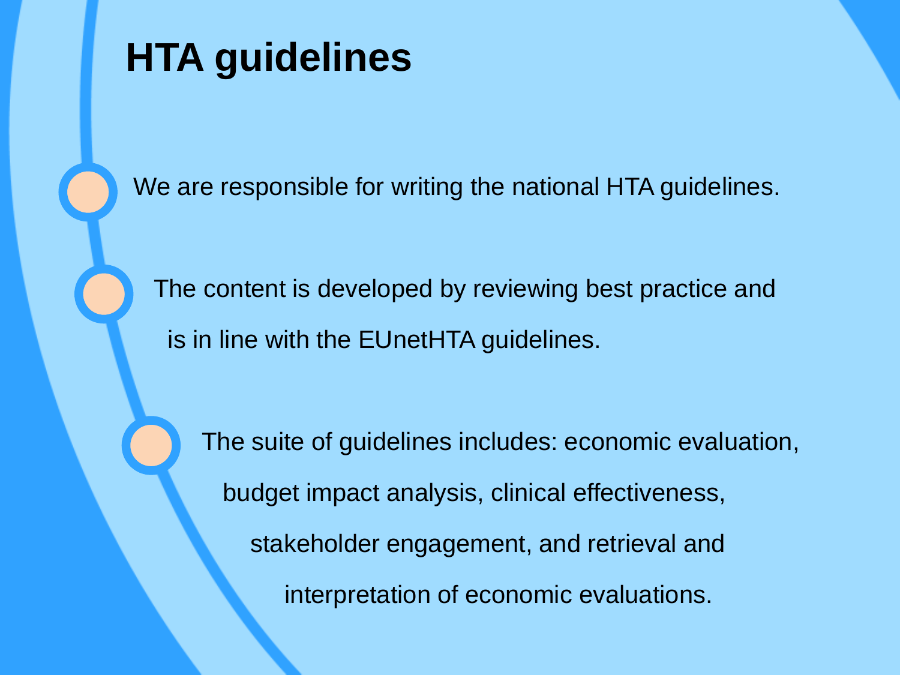# HTA guidelines

- We are responsible for writing the national HTA guidelines.
- The content is developed by reviewing best practice and is in line with the EUnetHTA guidelines.
- The suite of guidelines includes: economic evaluation, budget impact analysis, clinical effectiveness, stakeholder engagement, and retrieval and interpretation of economic evaluations.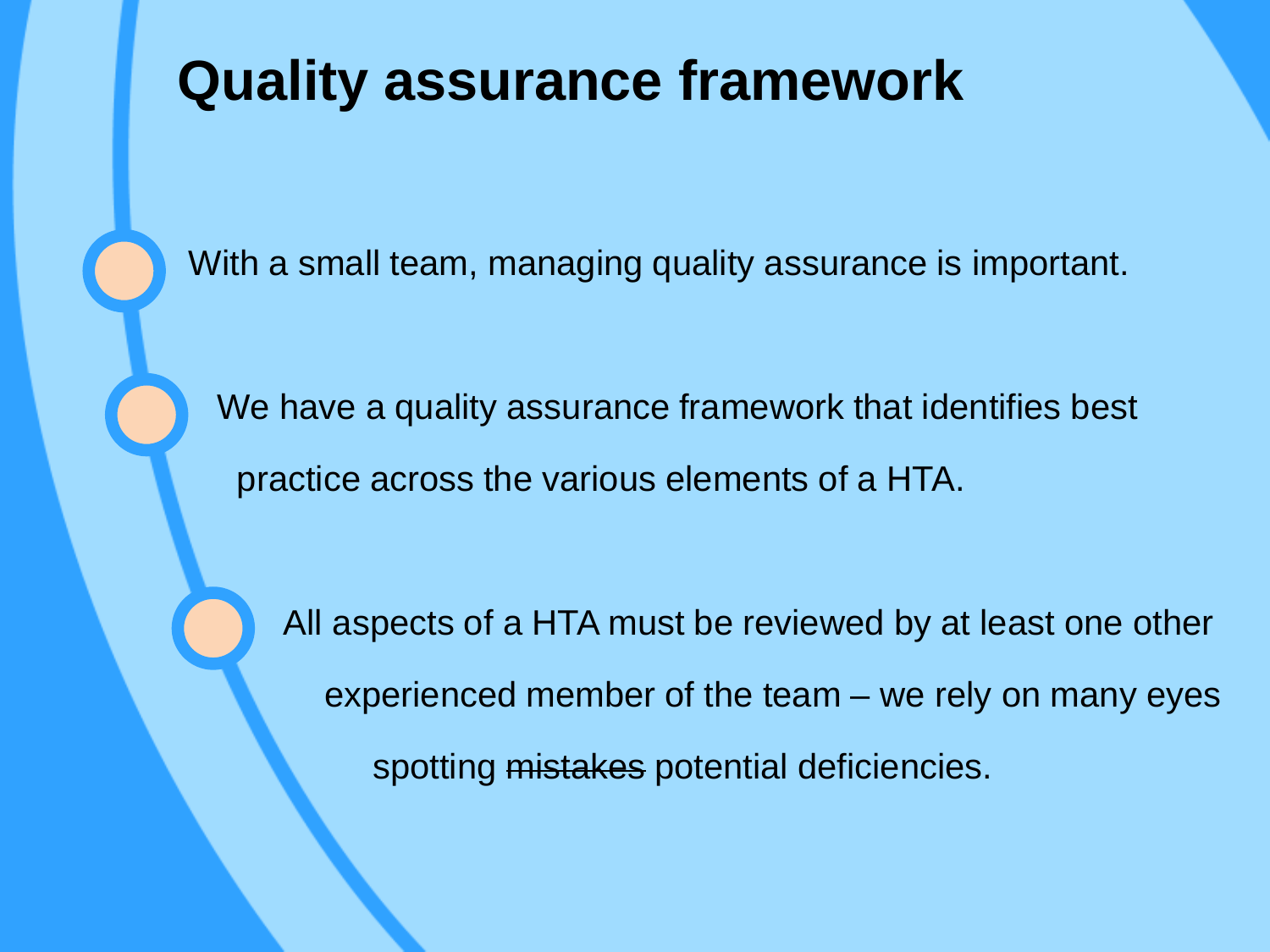# Quality assurance framework

- With a small team, managing quality assurance is important.
- We have a quality assurance framework that identifies best practice across the various elements of a HTA.
- All aspects of a HTA must be reviewed by at least one other experienced member of the team – we rely on many eyes spotting ~~mistakes~~ potential deficiencies.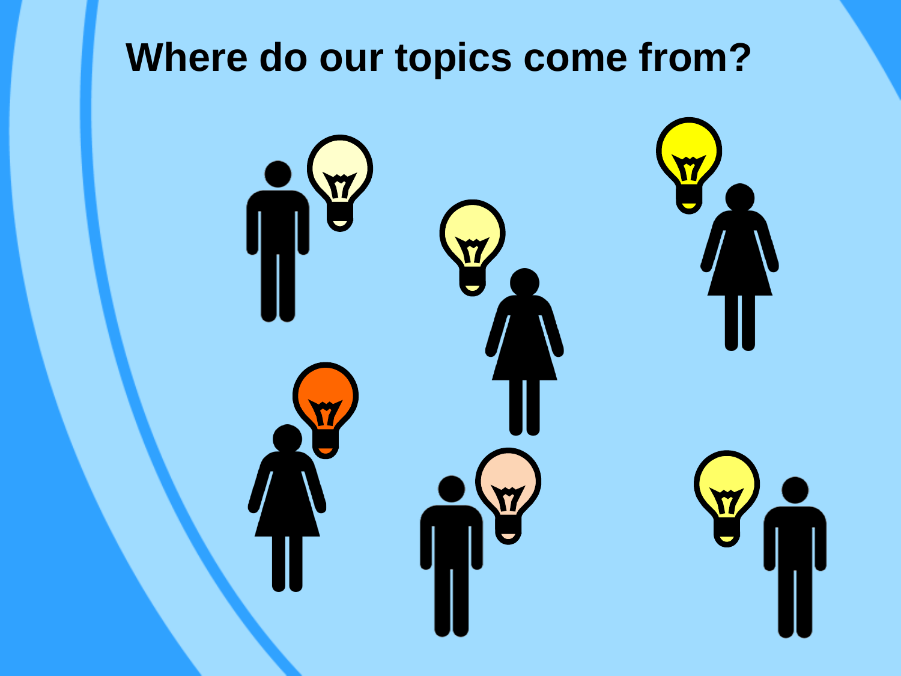# Where do our topics come from?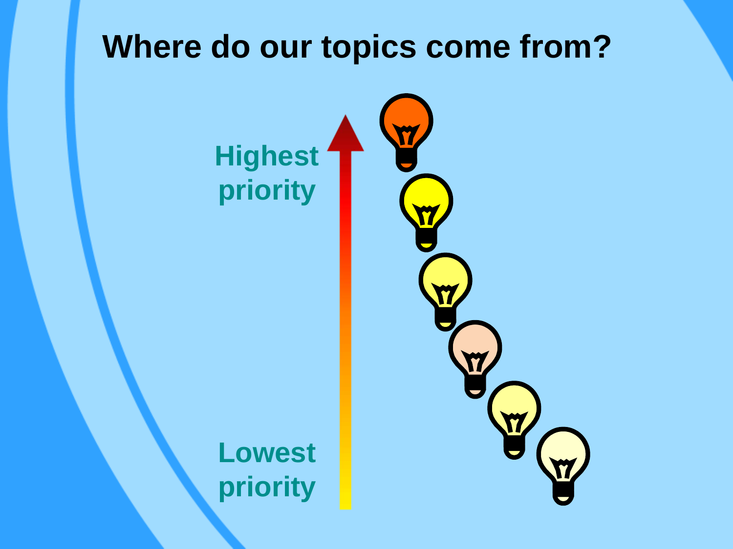# Where do our topics come from?

Highest priority

Lowest priority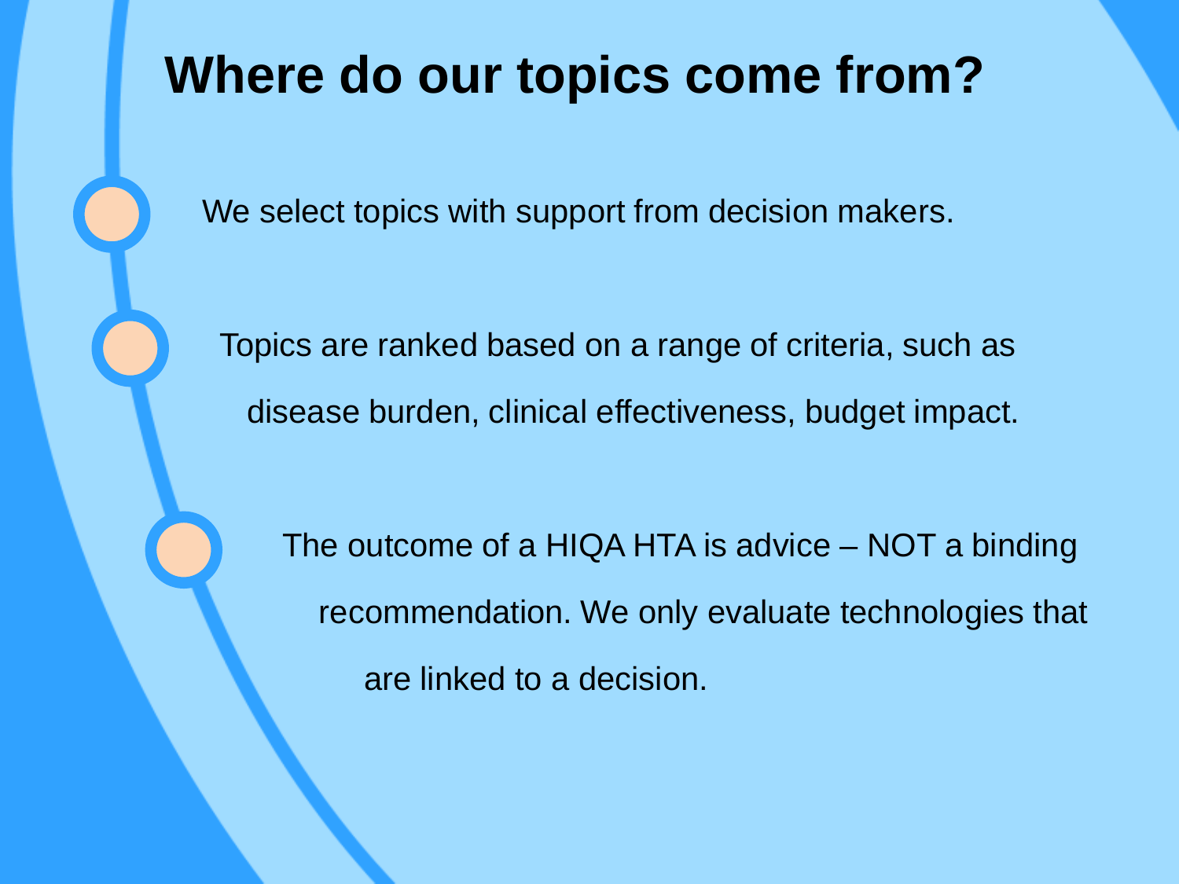# Where do our topics come from?

- We select topics with support from decision makers.
- Topics are ranked based on a range of criteria, such as disease burden, clinical effectiveness, budget impact.
- The outcome of a HIQA HTA is advice – NOT a binding recommendation. We only evaluate technologies that are linked to a decision.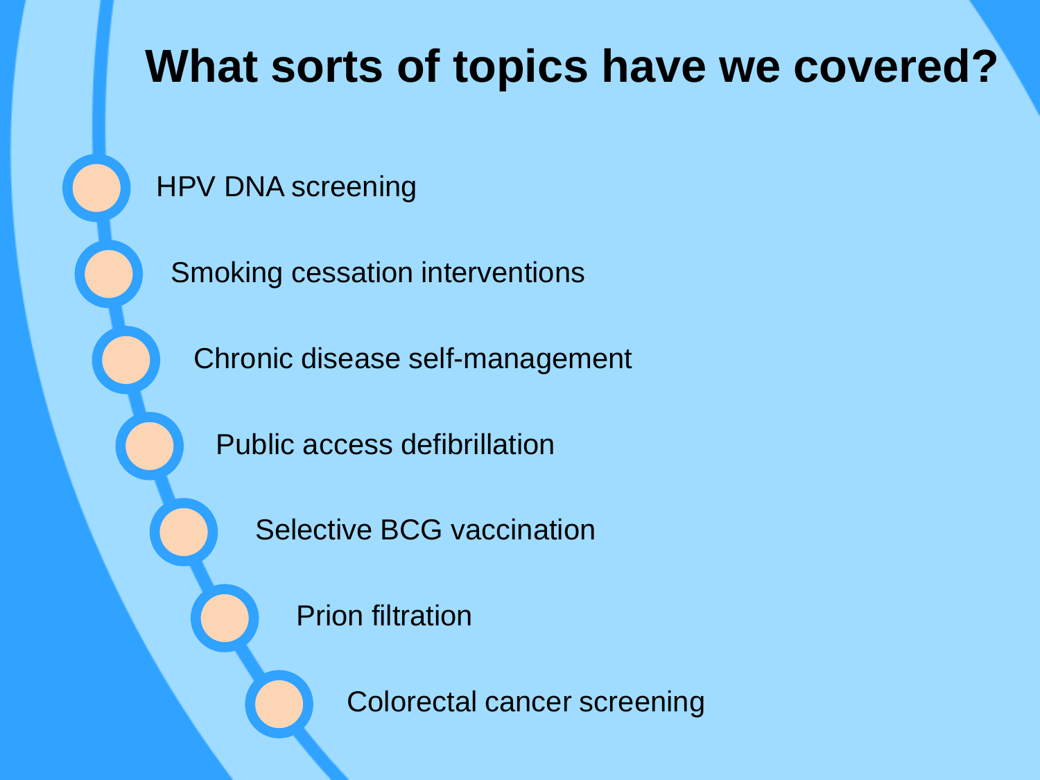# What sorts of topics have we covered?

- HPV DNA screening
- Smoking cessation interventions
- Chronic disease self-management
- Public access defibrillation
- Selective BCG vaccination
- Prion filtration
- Colorectal cancer screening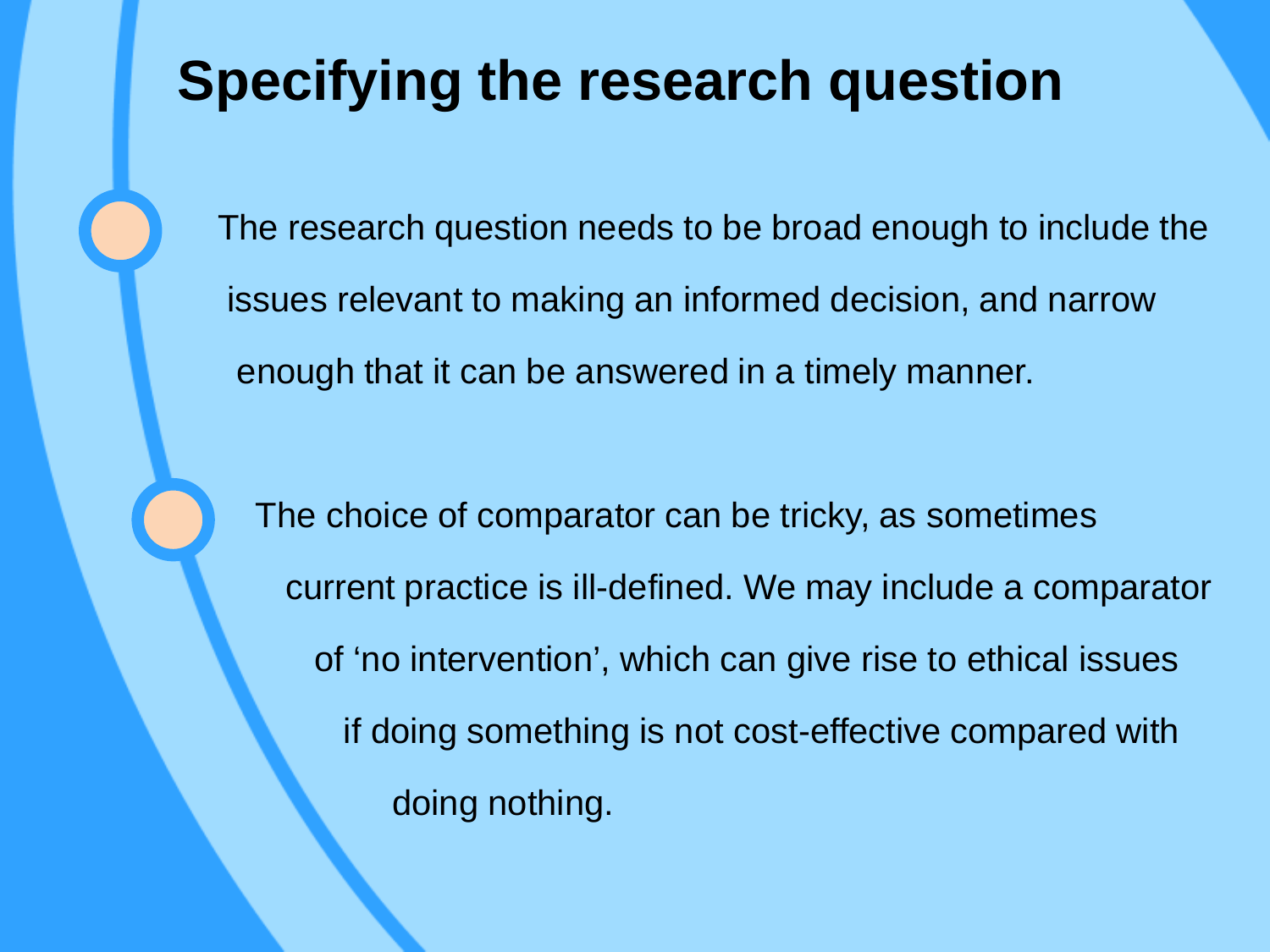# Specifying the research question

- The research question needs to be broad enough to include the issues relevant to making an informed decision, and narrow enough that it can be answered in a timely manner.
- The choice of comparator can be tricky, as sometimes current practice is ill-defined. We may include a comparator of ‘no intervention’, which can give rise to ethical issues if doing something is not cost-effective compared with doing nothing.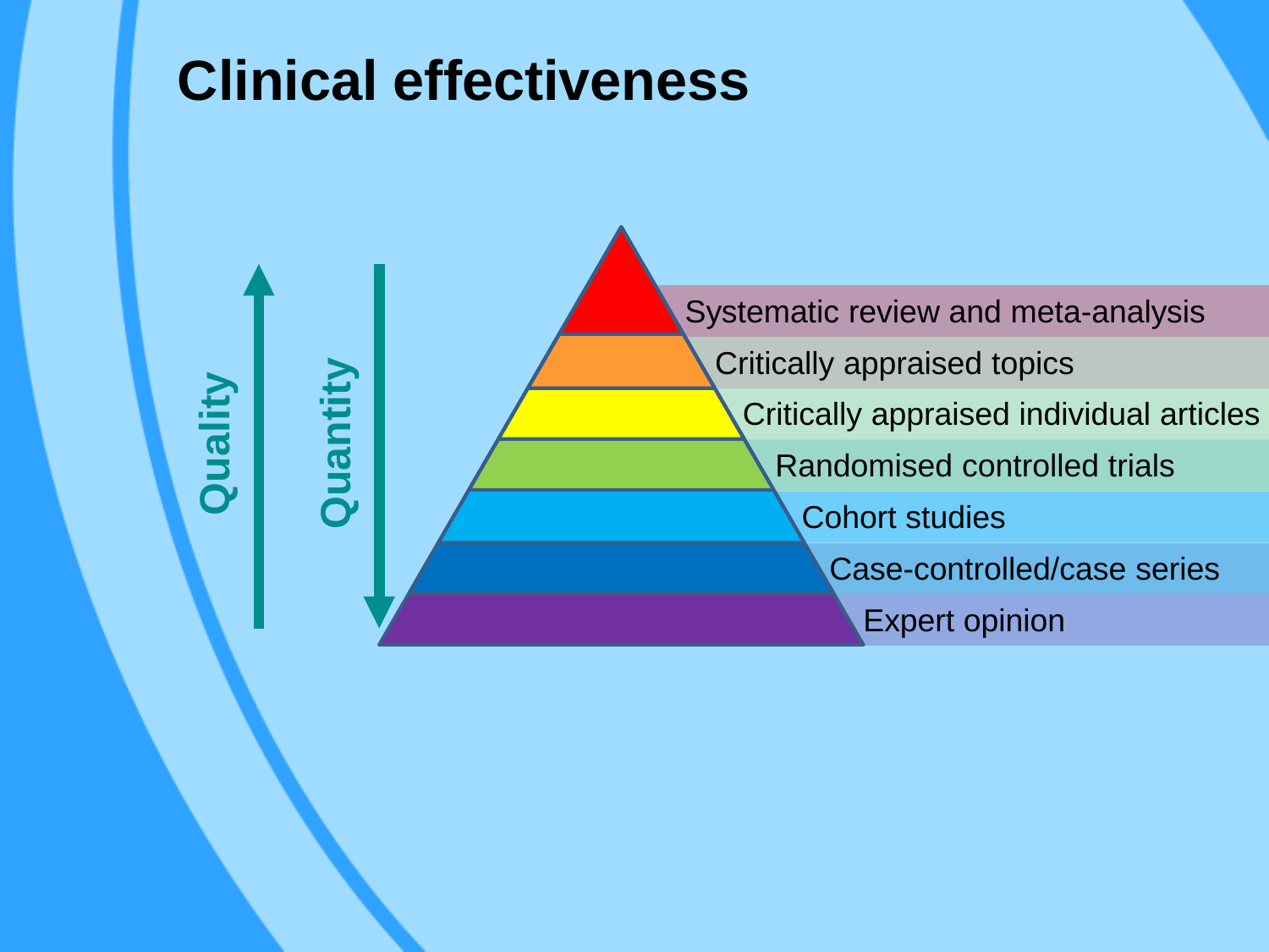# Clinical effectiveness

- Systematic review and meta-analysis
- Critically appraised topics
- Critically appraised individual articles
- Randomised controlled trials
- Cohort studies
- Case-controlled/case series
- Expert opinion

Quality

Quantity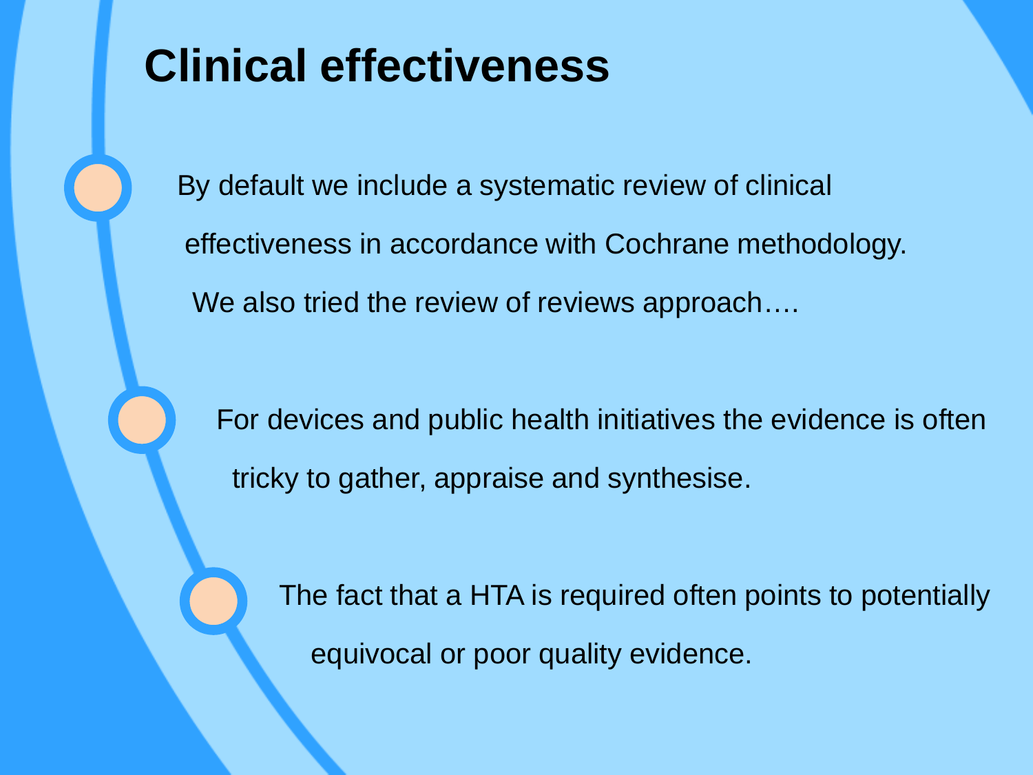# Clinical effectiveness

- By default we include a systematic review of clinical effectiveness in accordance with Cochrane methodology. We also tried the review of reviews approach….
- For devices and public health initiatives the evidence is often tricky to gather, appraise and synthesise.
- The fact that a HTA is required often points to potentially equivocal or poor quality evidence.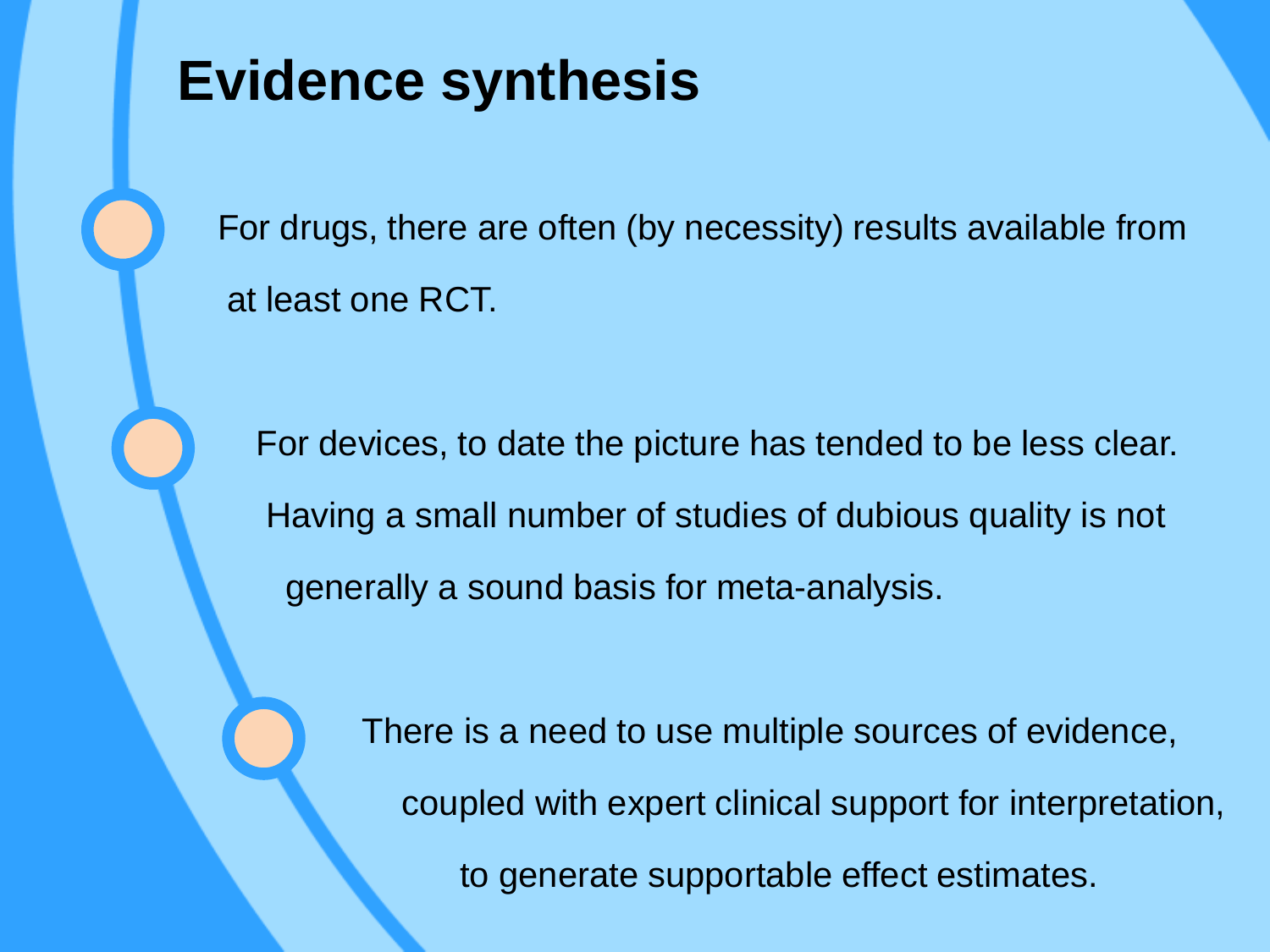# Evidence synthesis

- For drugs, there are often (by necessity) results available from at least one RCT.
- For devices, to date the picture has tended to be less clear. Having a small number of studies of dubious quality is not generally a sound basis for meta-analysis.
- There is a need to use multiple sources of evidence, coupled with expert clinical support for interpretation, to generate supportable effect estimates.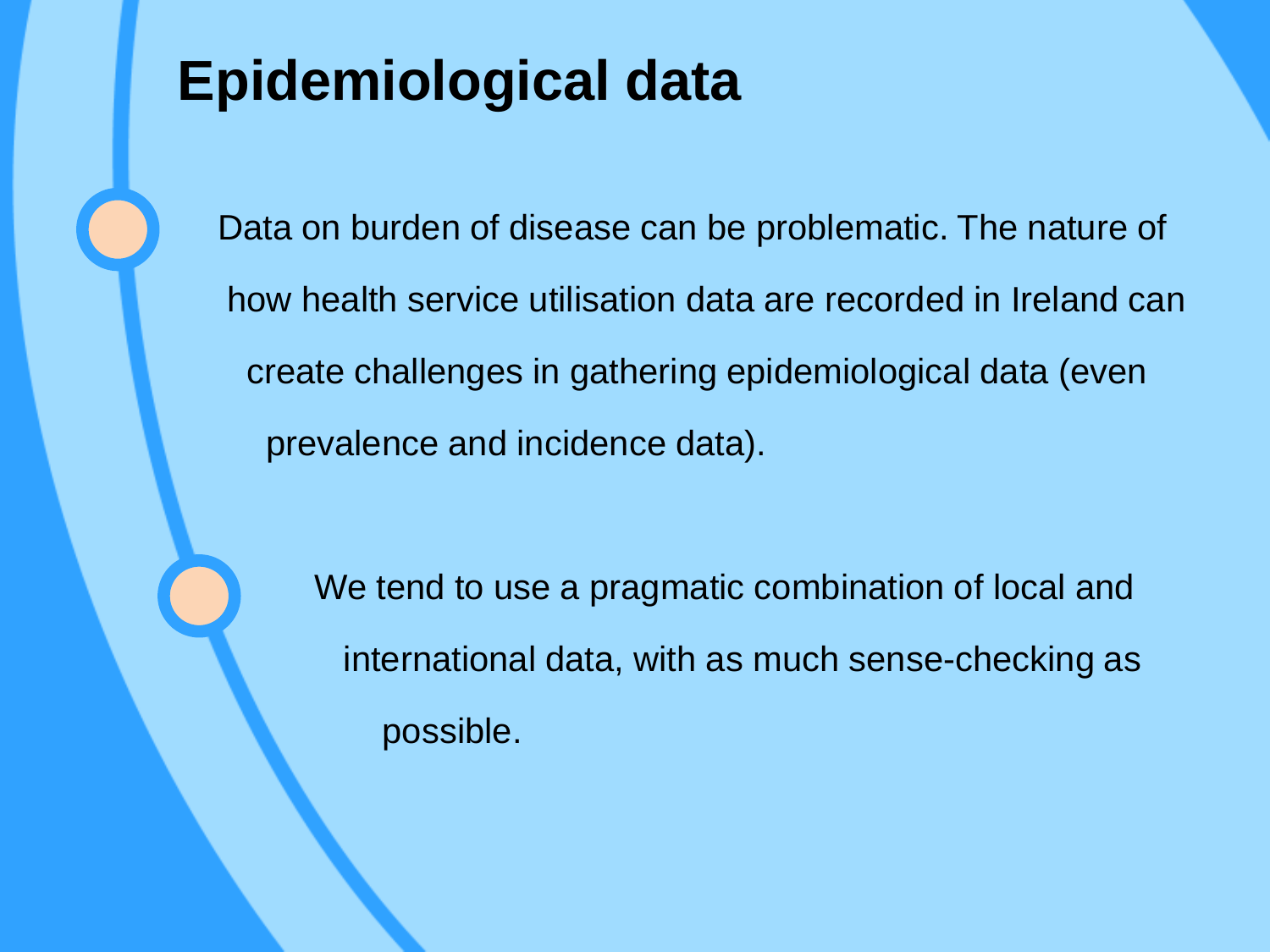# Epidemiological data

- Data on burden of disease can be problematic. The nature of how health service utilisation data are recorded in Ireland can create challenges in gathering epidemiological data (even prevalence and incidence data).

- We tend to use a pragmatic combination of local and international data, with as much sense-checking as possible.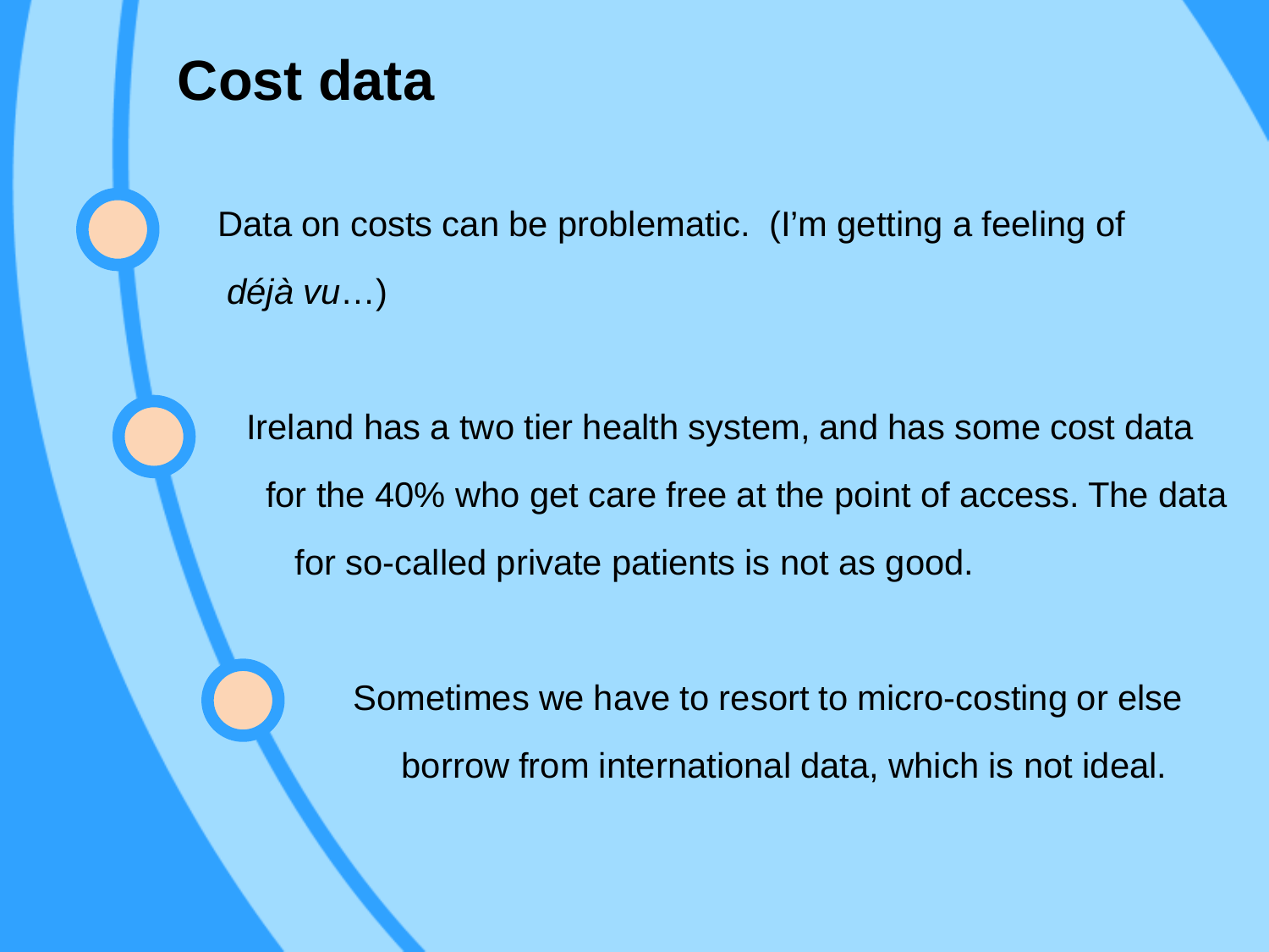# Cost data

- Data on costs can be problematic. (I'm getting a feeling of *déjà vu*…)
- Ireland has a two tier health system, and has some cost data for the 40% who get care free at the point of access. The data for so-called private patients is not as good.
- Sometimes we have to resort to micro-costing or else borrow from international data, which is not ideal.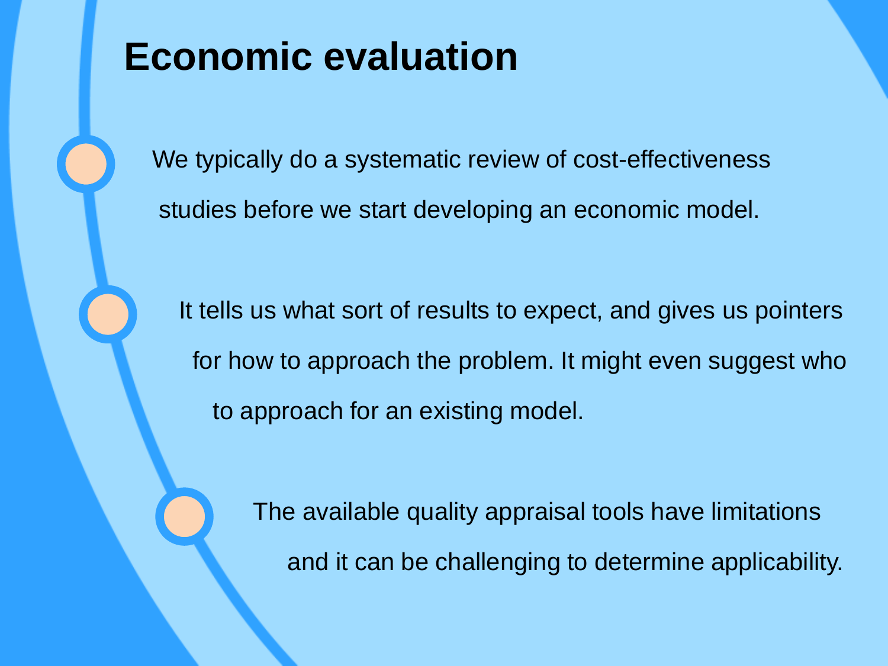# Economic evaluation

- We typically do a systematic review of cost-effectiveness studies before we start developing an economic model.
- It tells us what sort of results to expect, and gives us pointers for how to approach the problem. It might even suggest who to approach for an existing model.
- The available quality appraisal tools have limitations and it can be challenging to determine applicability.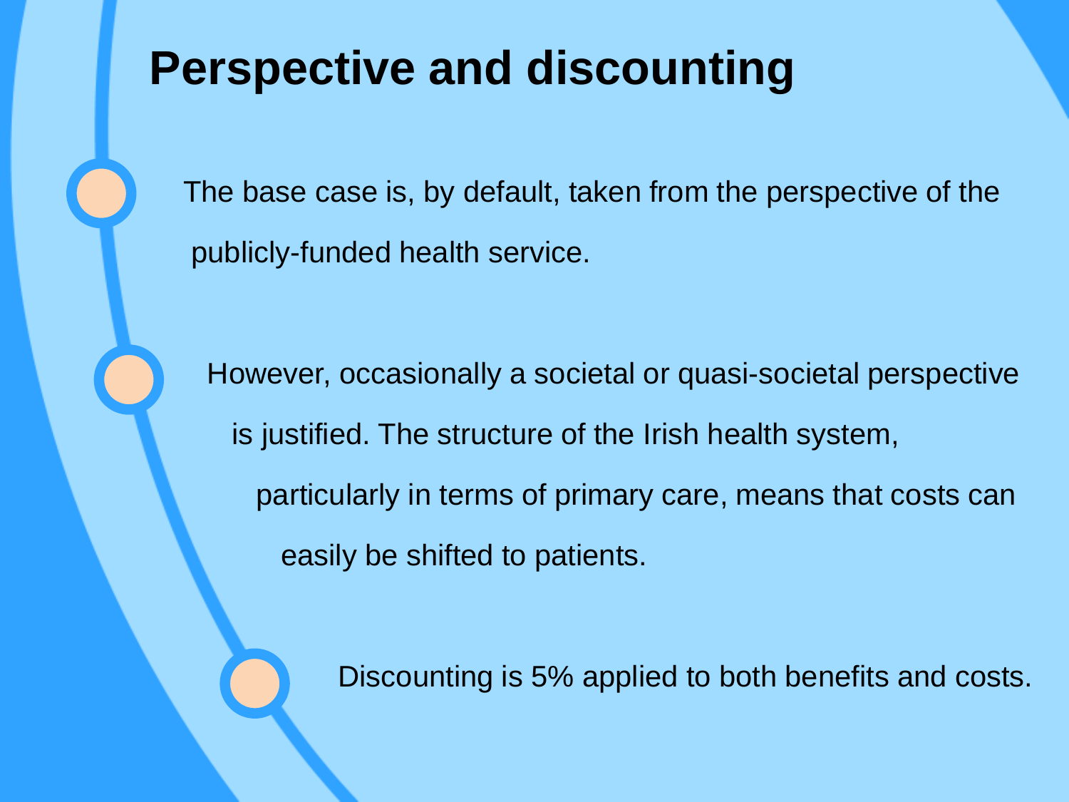# Perspective and discounting

- The base case is, by default, taken from the perspective of the publicly-funded health service.
- However, occasionally a societal or quasi-societal perspective is justified. The structure of the Irish health system, particularly in terms of primary care, means that costs can easily be shifted to patients.
- Discounting is 5% applied to both benefits and costs.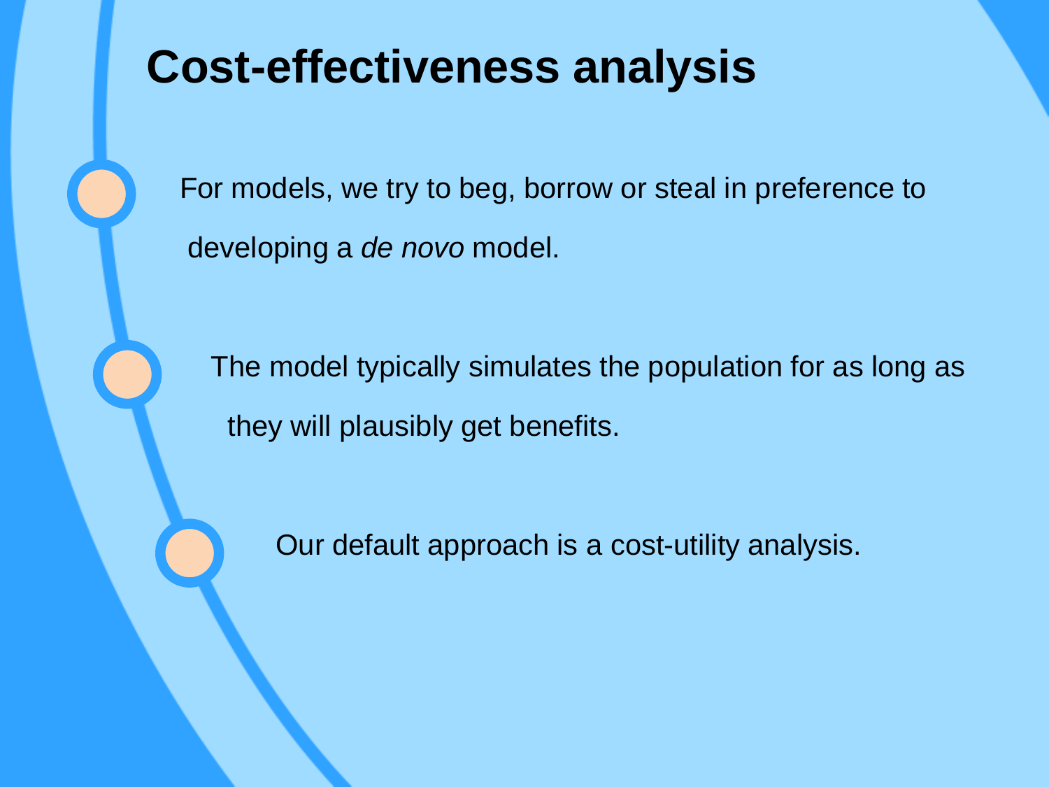# Cost-effectiveness analysis

- For models, we try to beg, borrow or steal in preference to developing a *de novo* model.
- The model typically simulates the population for as long as they will plausibly get benefits.
- Our default approach is a cost-utility analysis.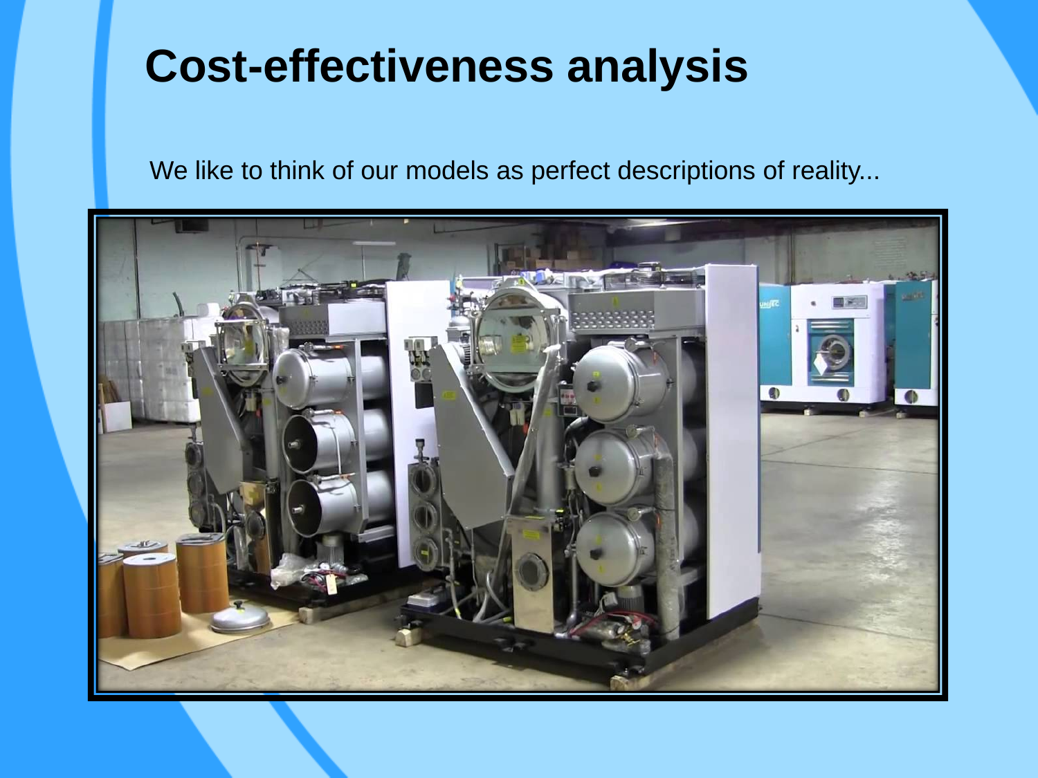# Cost-effectiveness analysis

We like to think of our models as perfect descriptions of reality...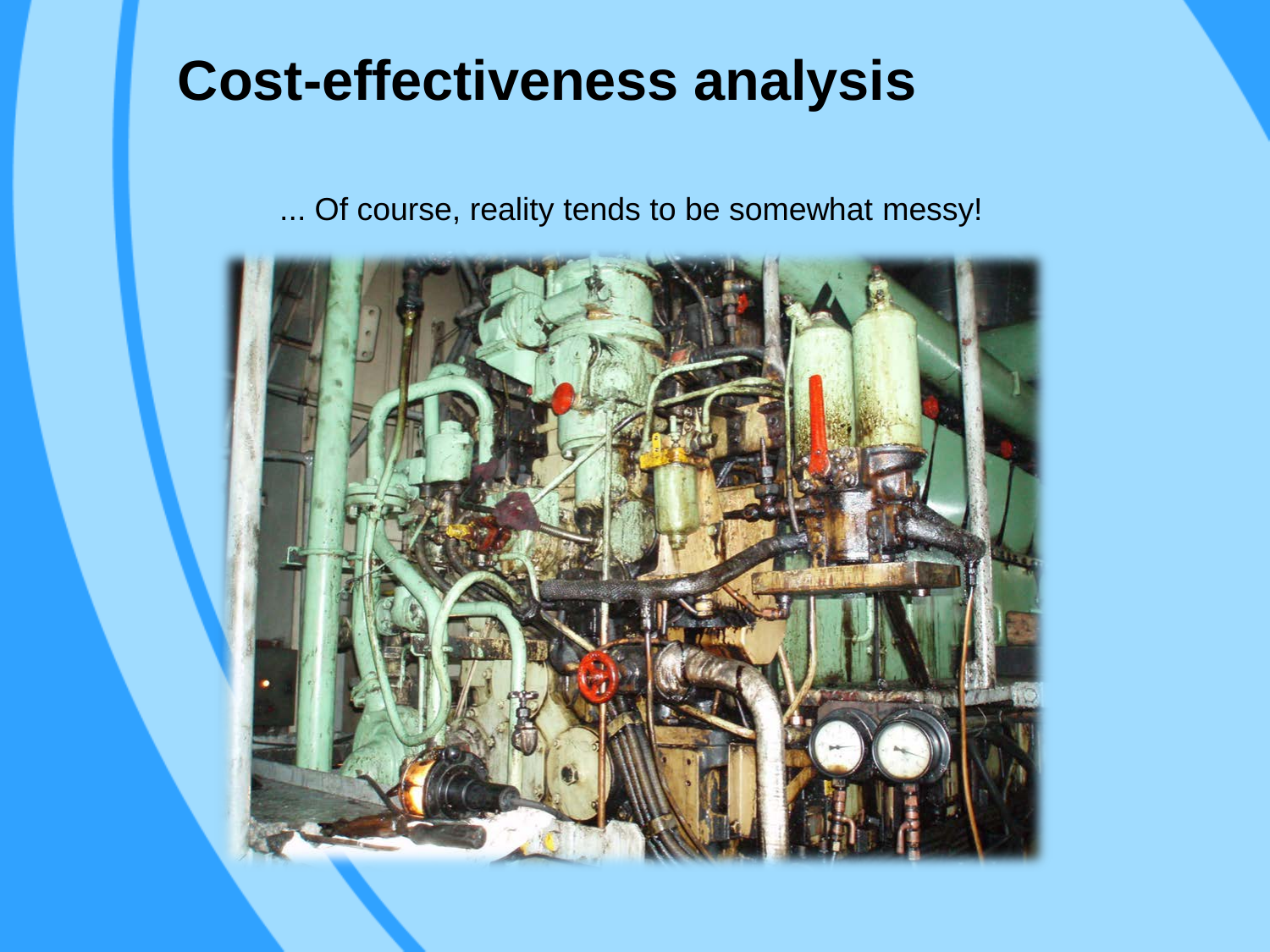# Cost-effectiveness analysis

... Of course, reality tends to be somewhat messy!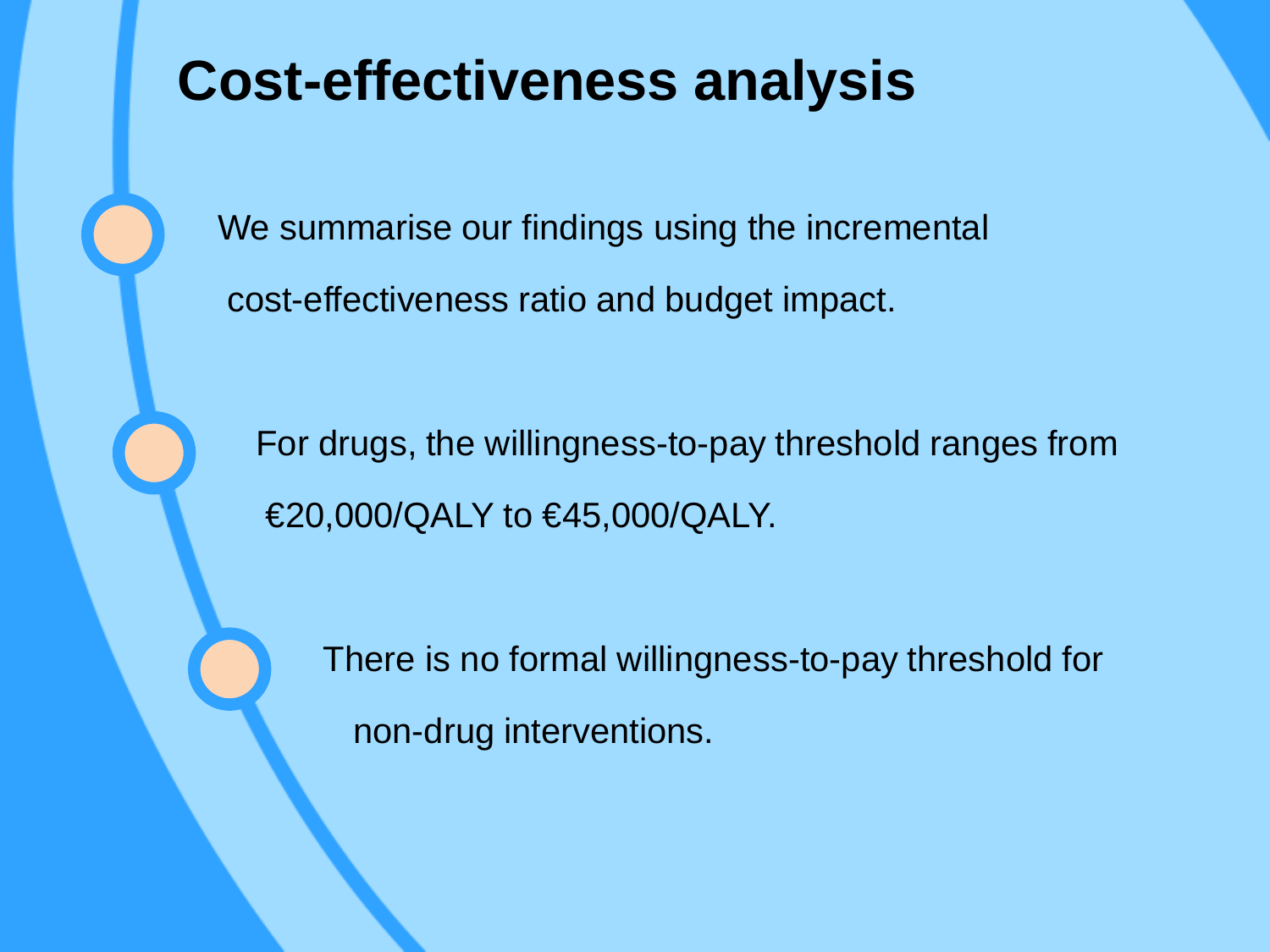# Cost-effectiveness analysis

- We summarise our findings using the incremental cost-effectiveness ratio and budget impact.
- For drugs, the willingness-to-pay threshold ranges from €20,000/QALY to €45,000/QALY.
- There is no formal willingness-to-pay threshold for non-drug interventions.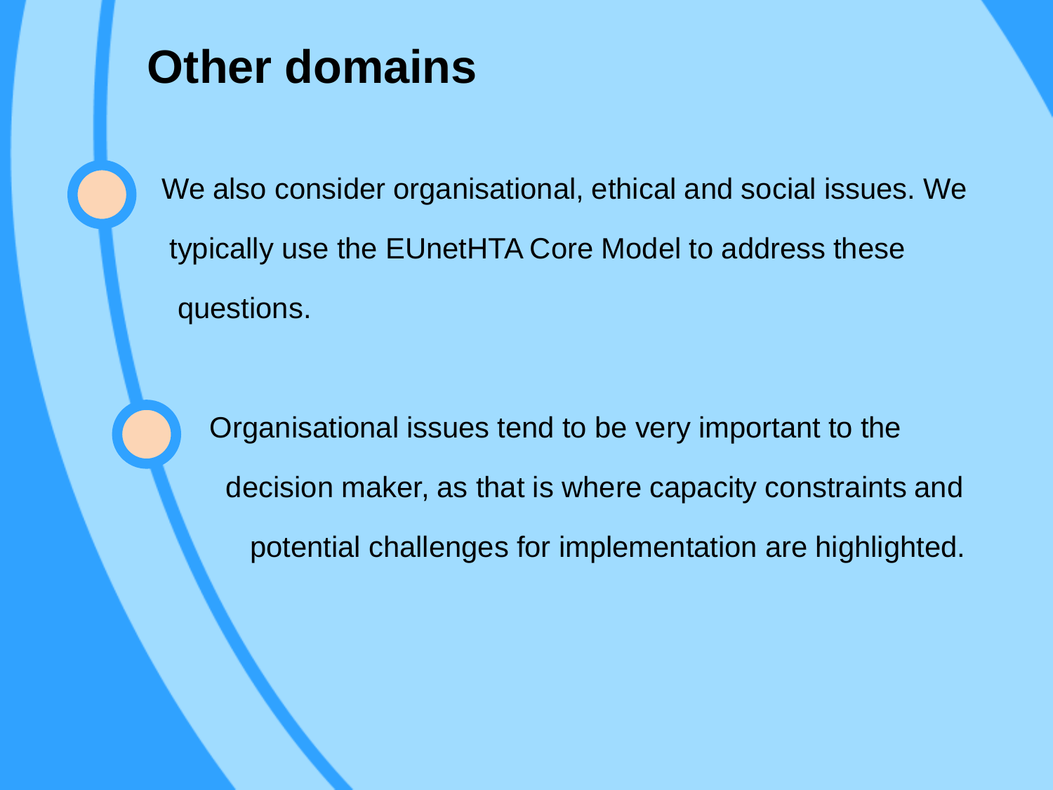# Other domains

- We also consider organisational, ethical and social issues. We typically use the EUnetHTA Core Model to address these questions.

- Organisational issues tend to be very important to the decision maker, as that is where capacity constraints and potential challenges for implementation are highlighted.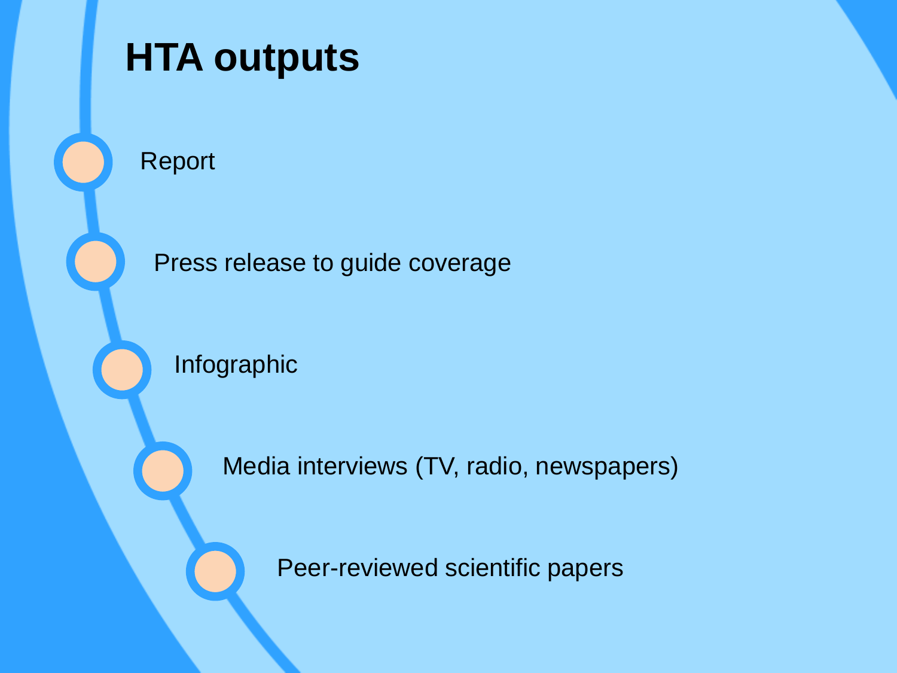# HTA outputs

- Report
- Press release to guide coverage
- Infographic
- Media interviews (TV, radio, newspapers)
- Peer-reviewed scientific papers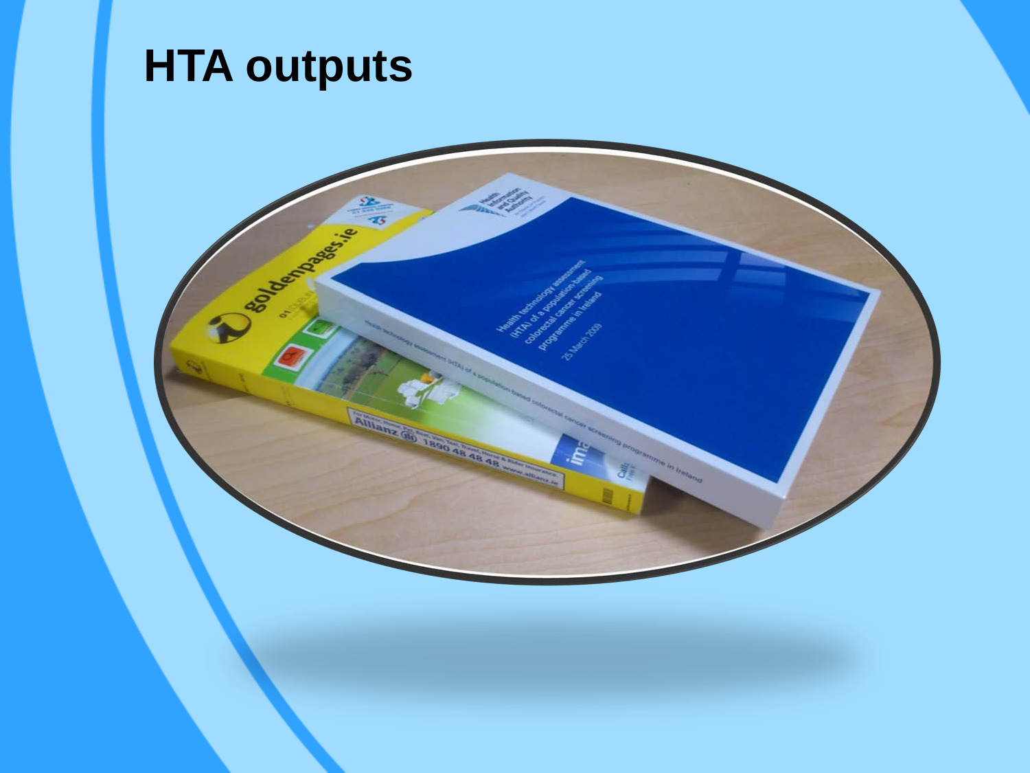# HTA outputs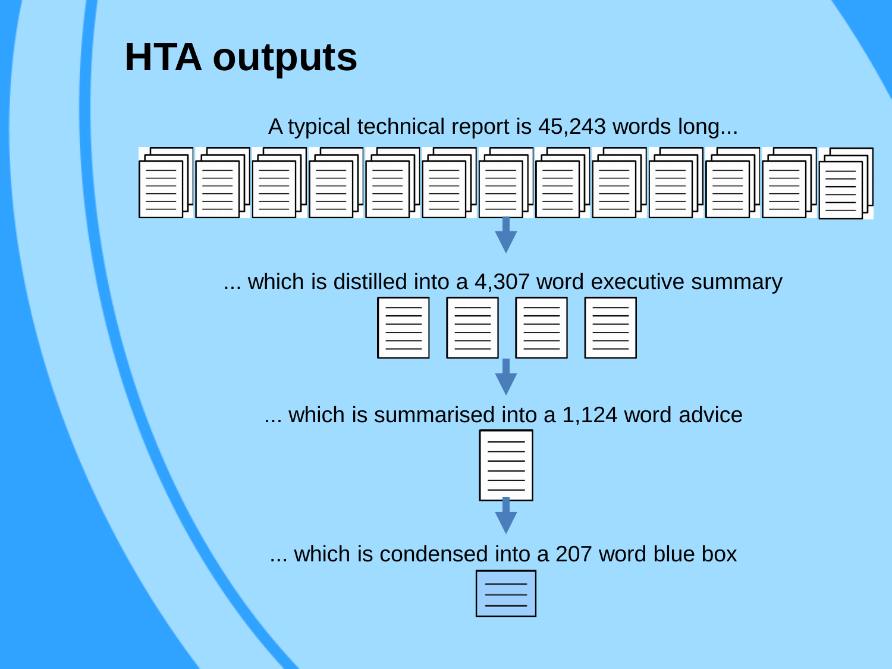# HTA outputs

A typical technical report is 45,243 words long...

... which is distilled into a 4,307 word executive summary

... which is summarised into a 1,124 word advice

... which is condensed into a 207 word blue box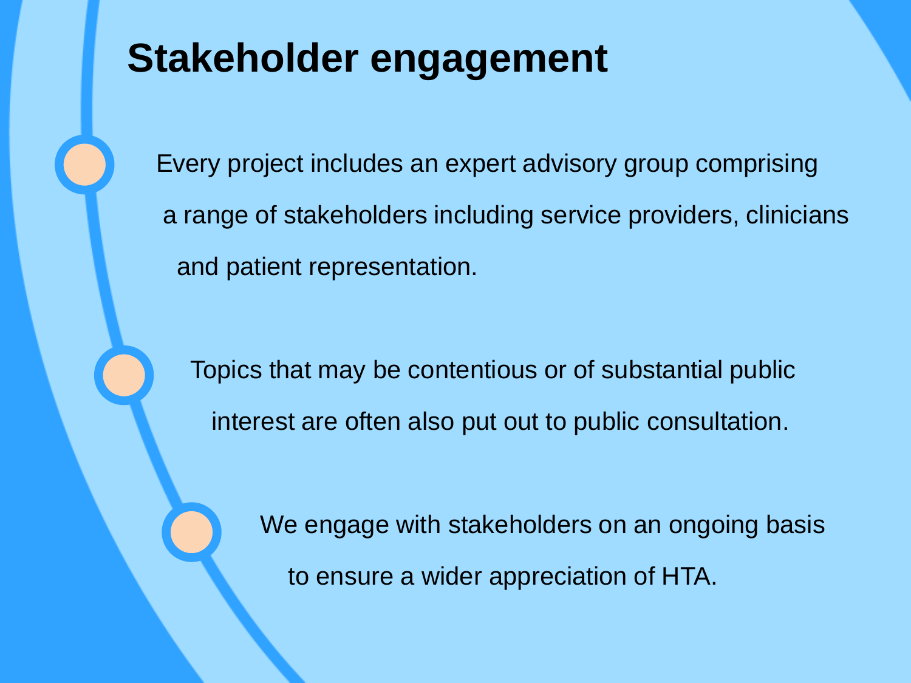# Stakeholder engagement

- Every project includes an expert advisory group comprising a range of stakeholders including service providers, clinicians and patient representation.
- Topics that may be contentious or of substantial public interest are often also put out to public consultation.
- We engage with stakeholders on an ongoing basis to ensure a wider appreciation of HTA.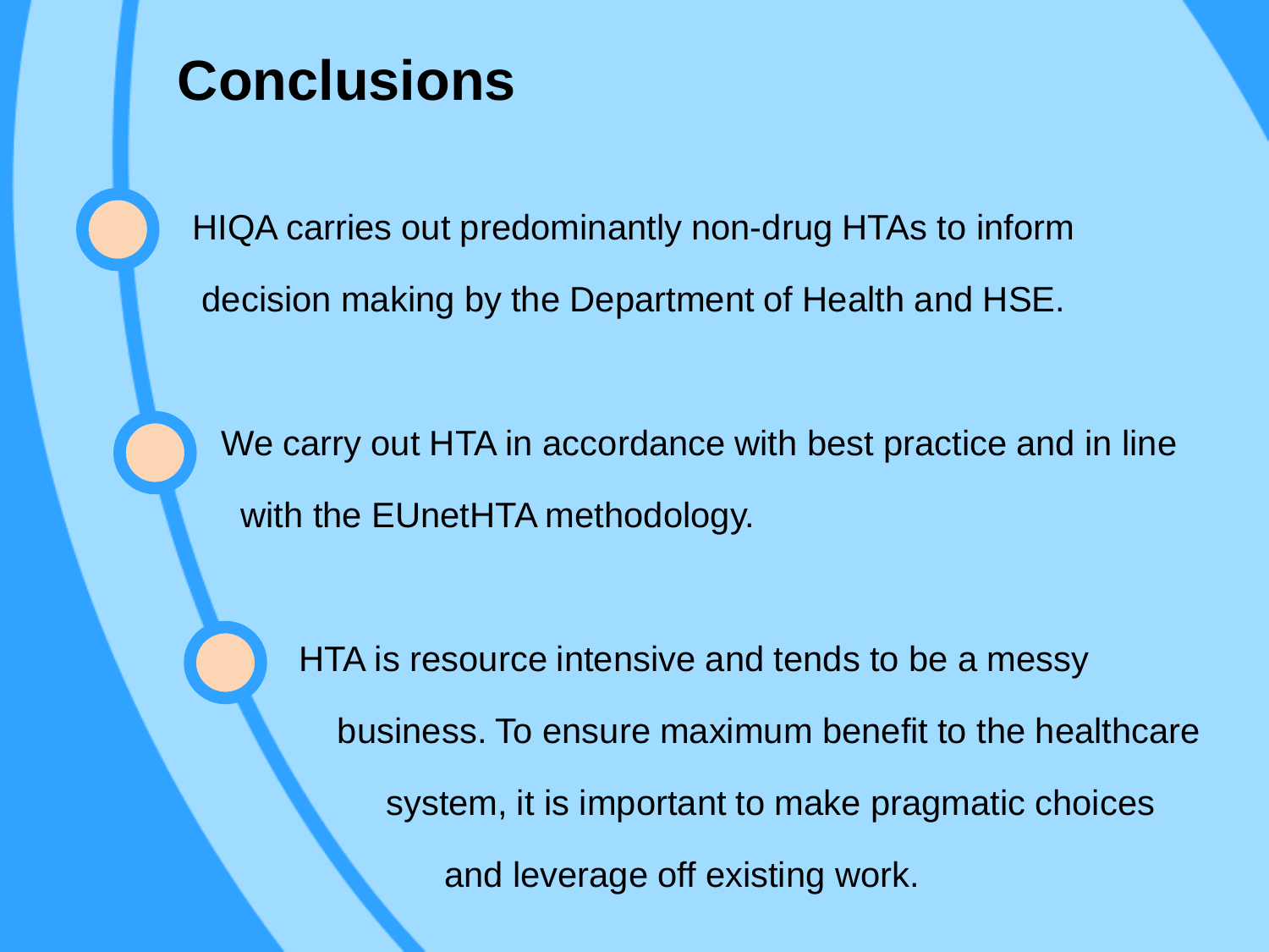# Conclusions

- HIQA carries out predominantly non-drug HTAs to inform decision making by the Department of Health and HSE.
- We carry out HTA in accordance with best practice and in line with the EUnetHTA methodology.
- HTA is resource intensive and tends to be a messy business. To ensure maximum benefit to the healthcare system, it is important to make pragmatic choices and leverage off existing work.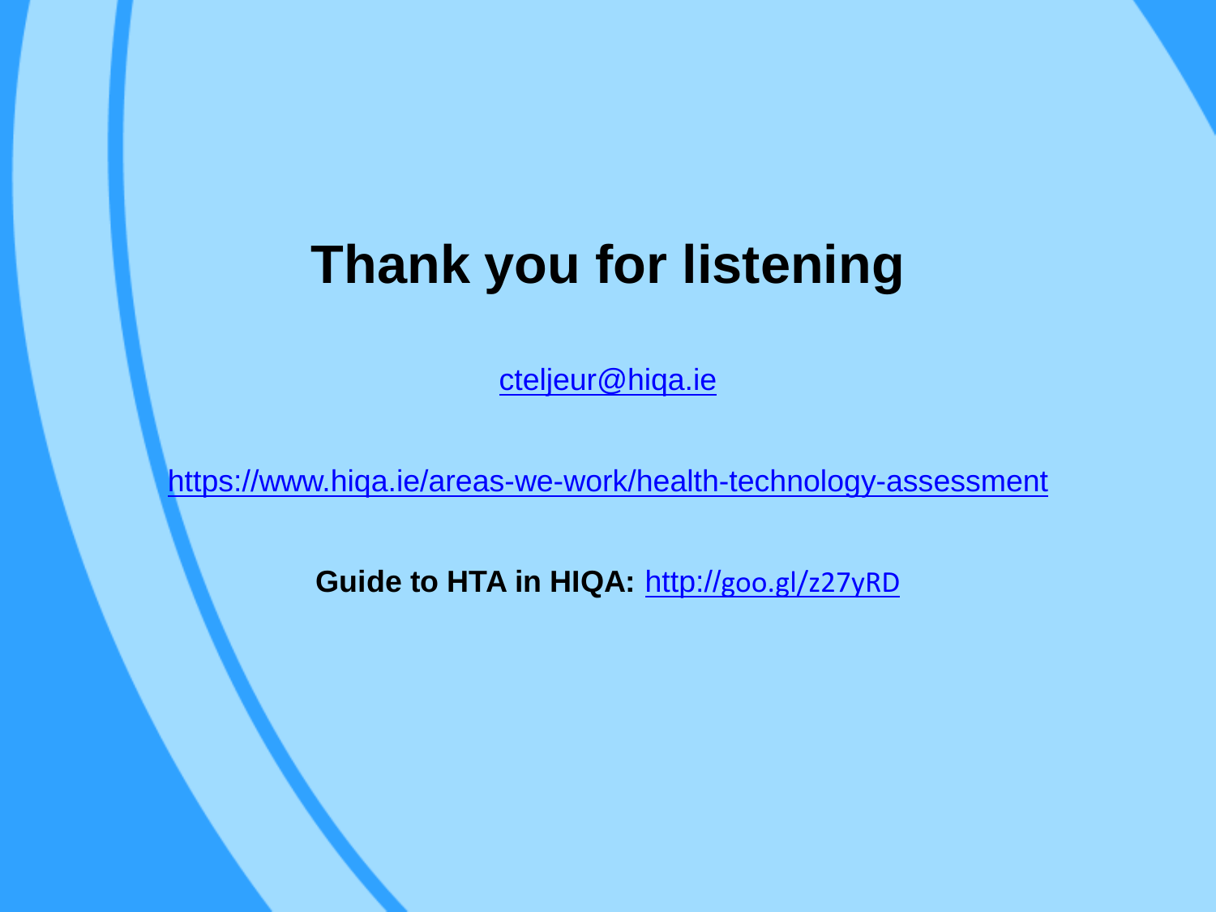# Thank you for listening

cteljeur@hiqa.ie

https://www.hiqa.ie/areas-we-work/health-technology-assessment

**Guide to HTA in HIQA:** http://goo.gl/z27yRD